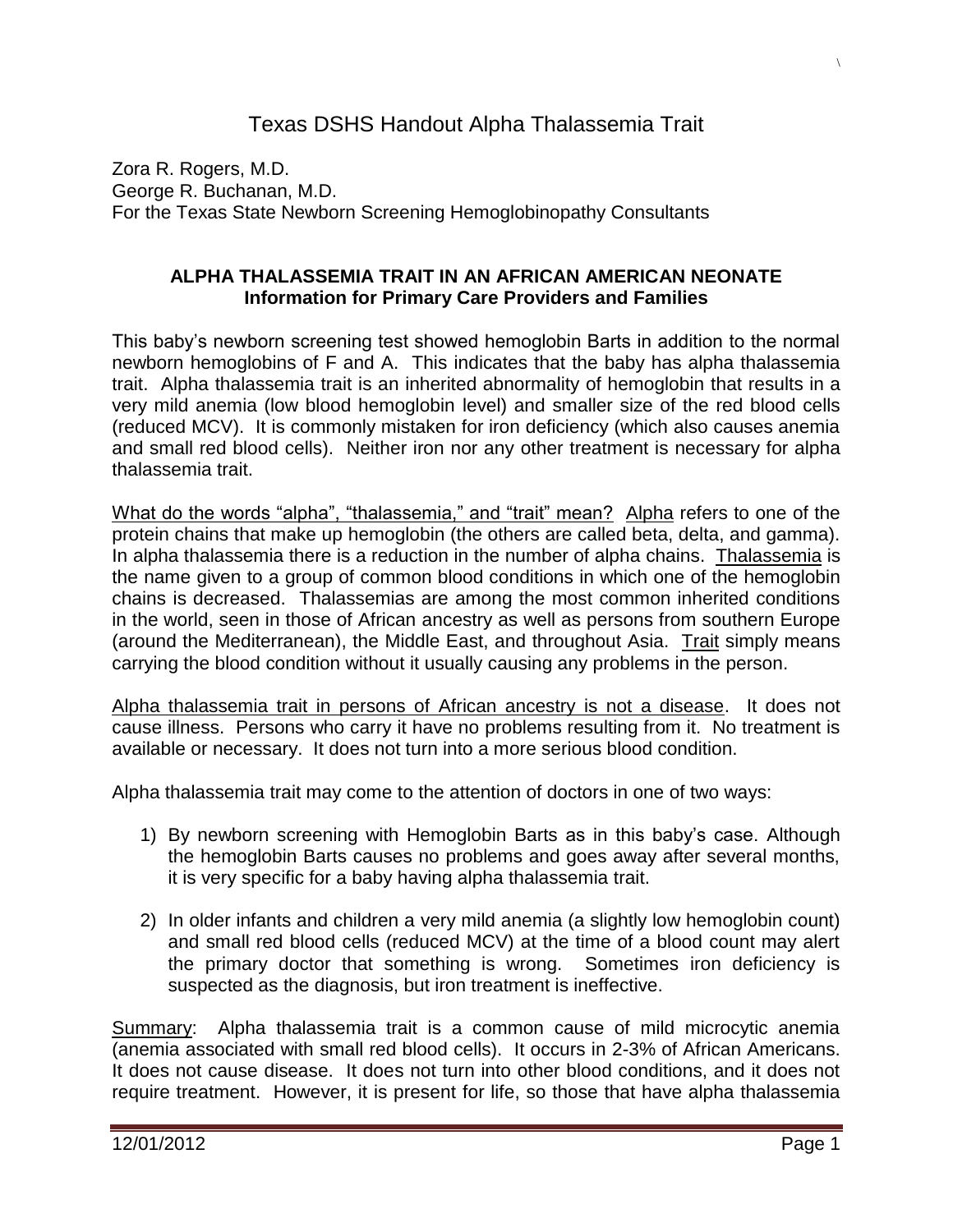# Texas DSHS Handout Alpha Thalassemia Trait

Zora R. Rogers, M.D.
George R. Buchanan, M.D.
For the Texas State Newborn Screening Hemoglobinopathy Consultants

**ALPHA THALASSEMIA TRAIT IN AN AFRICAN AMERICAN NEONATE**
**Information for Primary Care Providers and Families**

This baby's newborn screening test showed hemoglobin Barts in addition to the normal newborn hemoglobins of F and A. This indicates that the baby has alpha thalassemia trait. Alpha thalassemia trait is an inherited abnormality of hemoglobin that results in a very mild anemia (low blood hemoglobin level) and smaller size of the red blood cells (reduced MCV). It is commonly mistaken for iron deficiency (which also causes anemia and small red blood cells). Neither iron nor any other treatment is necessary for alpha thalassemia trait.

<u>What do the words "alpha", "thalassemia," and "trait" mean?</u> <u>Alpha</u> refers to one of the protein chains that make up hemoglobin (the others are called beta, delta, and gamma). In alpha thalassemia there is a reduction in the number of alpha chains. <u>Thalassemia</u> is the name given to a group of common blood conditions in which one of the hemoglobin chains is decreased. Thalassemias are among the most common inherited conditions in the world, seen in those of African ancestry as well as persons from southern Europe (around the Mediterranean), the Middle East, and throughout Asia. <u>Trait</u> simply means carrying the blood condition without it usually causing any problems in the person.

<u>Alpha thalassemia trait in persons of African ancestry is not a disease</u>. It does not cause illness. Persons who carry it have no problems resulting from it. No treatment is available or necessary. It does not turn into a more serious blood condition.

Alpha thalassemia trait may come to the attention of doctors in one of two ways:

1) By newborn screening with Hemoglobin Barts as in this baby's case. Although the hemoglobin Barts causes no problems and goes away after several months, it is very specific for a baby having alpha thalassemia trait.

2) In older infants and children a very mild anemia (a slightly low hemoglobin count) and small red blood cells (reduced MCV) at the time of a blood count may alert the primary doctor that something is wrong. Sometimes iron deficiency is suspected as the diagnosis, but iron treatment is ineffective.

<u>Summary</u>: Alpha thalassemia trait is a common cause of mild microcytic anemia (anemia associated with small red blood cells). It occurs in 2-3% of African Americans. It does not cause disease. It does not turn into other blood conditions, and it does not require treatment. However, it is present for life, so those that have alpha thalassemia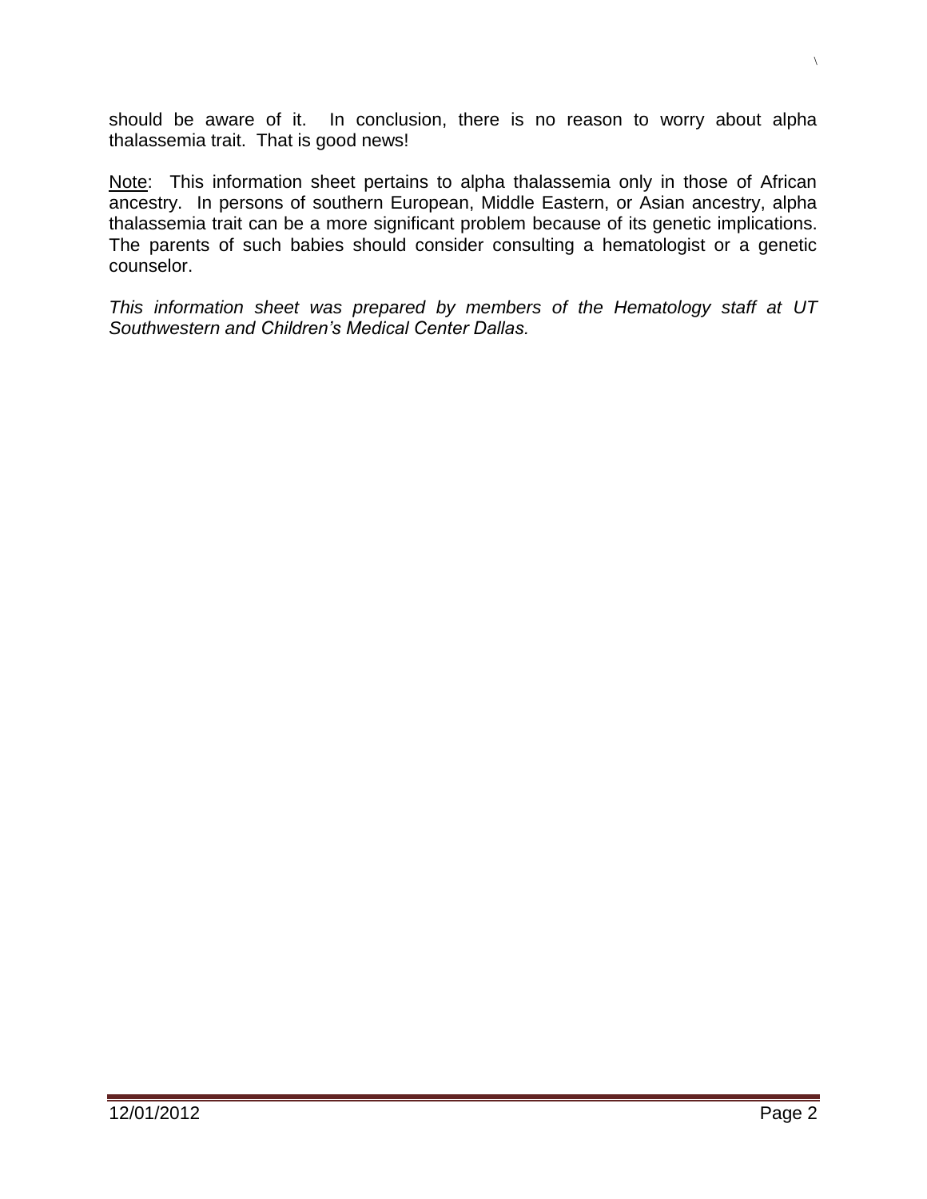should be aware of it. In conclusion, there is no reason to worry about alpha thalassemia trait. That is good news!

<u>Note</u>: This information sheet pertains to alpha thalassemia only in those of African ancestry. In persons of southern European, Middle Eastern, or Asian ancestry, alpha thalassemia trait can be a more significant problem because of its genetic implications. The parents of such babies should consider consulting a hematologist or a genetic counselor.

*This information sheet was prepared by members of the Hematology staff at UT Southwestern and Children's Medical Center Dallas.*